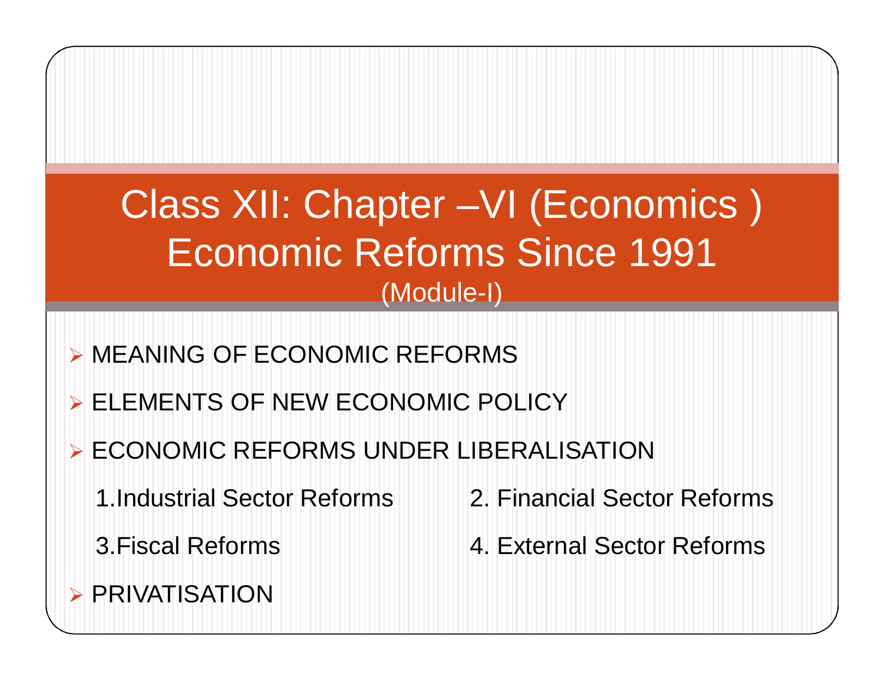# Class XII: Chapter –VI (Economics )
# Economic Reforms Since 1991
## (Module-I)

- MEANING OF ECONOMIC REFORMS
- ELEMENTS OF NEW ECONOMIC POLICY
- ECONOMIC REFORMS UNDER LIBERALISATION

  1.Industrial Sector Reforms

  2. Financial Sector Reforms

  3.Fiscal Reforms

  4. External Sector Reforms
- PRIVATISATION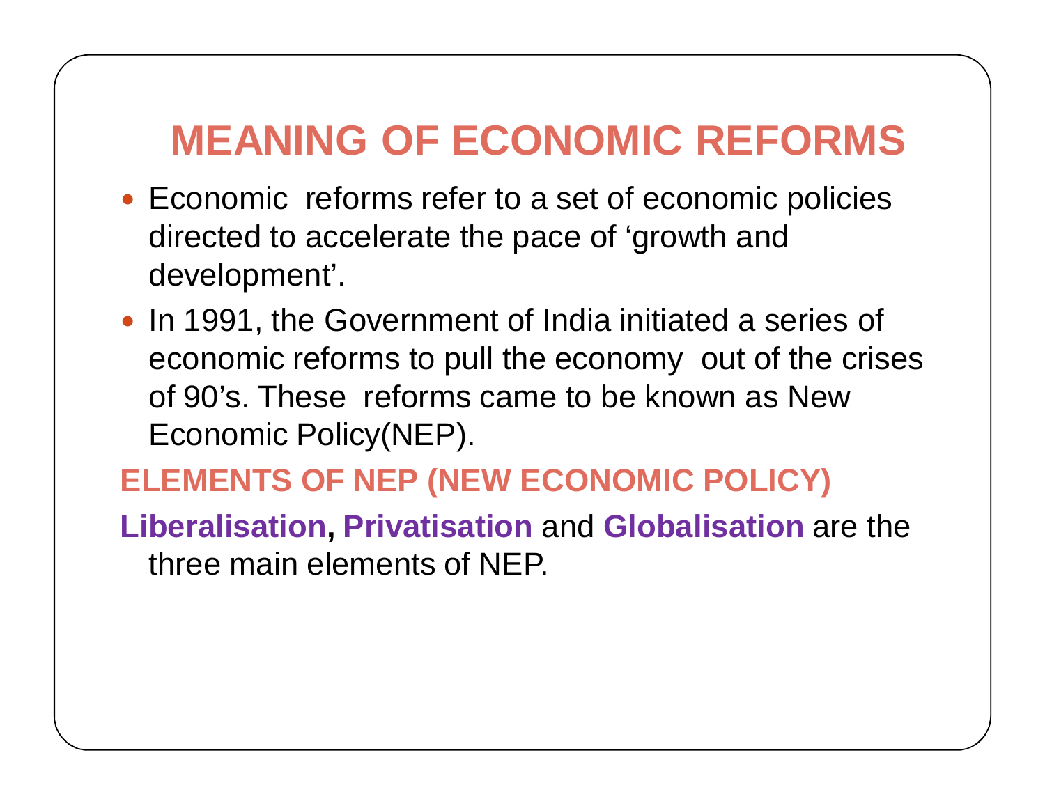# MEANING OF ECONOMIC REFORMS

- Economic reforms refer to a set of economic policies directed to accelerate the pace of 'growth and development'.
- In 1991, the Government of India initiated a series of economic reforms to pull the economy out of the crises of 90's. These reforms came to be known as New Economic Policy(NEP).

## ELEMENTS OF NEP (NEW ECONOMIC POLICY)

**Liberalisation, Privatisation** and **Globalisation** are the three main elements of NEP.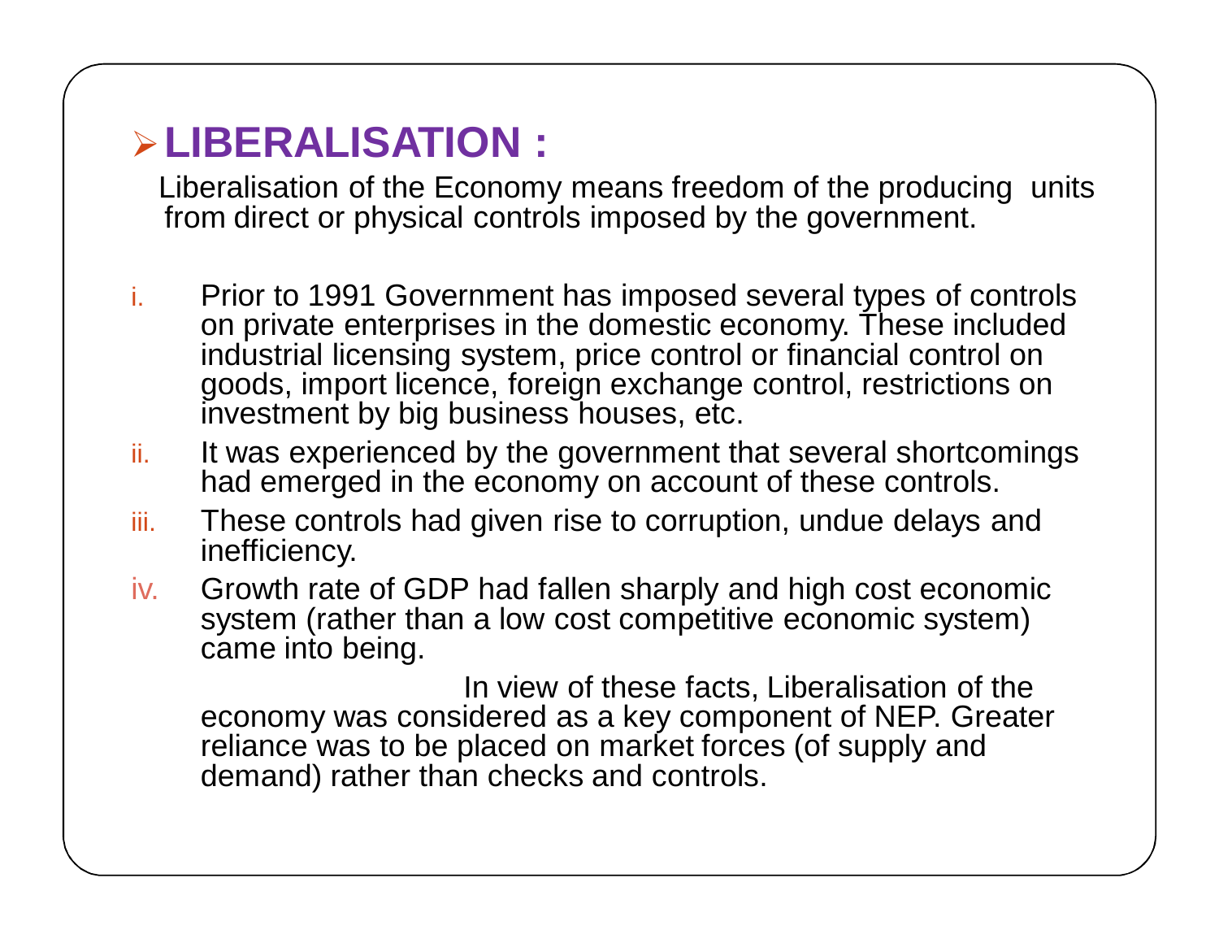## LIBERALISATION :

Liberalisation of the Economy means freedom of the producing units from direct or physical controls imposed by the government.

i. Prior to 1991 Government has imposed several types of controls on private enterprises in the domestic economy. These included industrial licensing system, price control or financial control on goods, import licence, foreign exchange control, restrictions on investment by big business houses, etc.
ii. It was experienced by the government that several shortcomings had emerged in the economy on account of these controls.
iii. These controls had given rise to corruption, undue delays and inefficiency.
iv. Growth rate of GDP had fallen sharply and high cost economic system (rather than a low cost competitive economic system) came into being.

In view of these facts, Liberalisation of the economy was considered as a key component of NEP. Greater reliance was to be placed on market forces (of supply and demand) rather than checks and controls.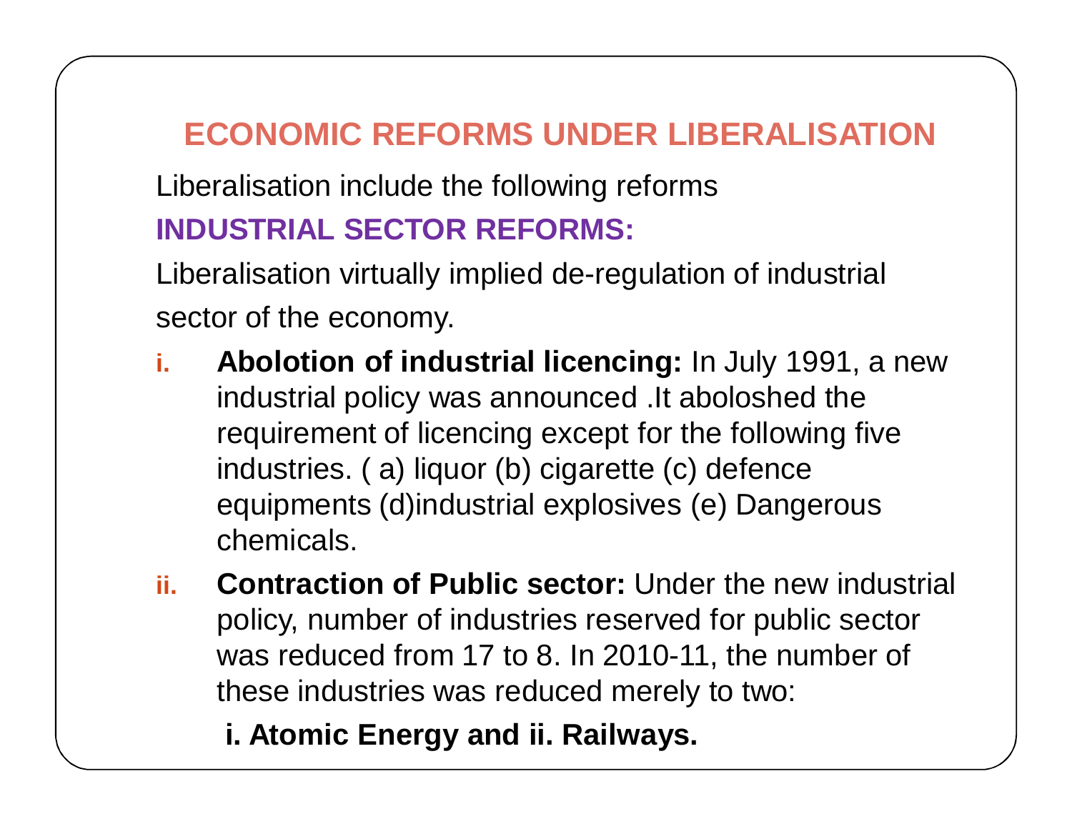## ECONOMIC REFORMS UNDER LIBERALISATION

Liberalisation include the following reforms

### INDUSTRIAL SECTOR REFORMS:

Liberalisation virtually implied de-regulation of industrial sector of the economy.

i. **Abolotion of industrial licencing:** In July 1991, a new industrial policy was announced .It aboloshed the requirement of licencing except for the following five industries. ( a) liquor (b) cigarette (c) defence equipments (d)industrial explosives (e) Dangerous chemicals.

ii. **Contraction of Public sector:** Under the new industrial policy, number of industries reserved for public sector was reduced from 17 to 8. In 2010-11, the number of these industries was reduced merely to two:

    **i. Atomic Energy and ii. Railways.**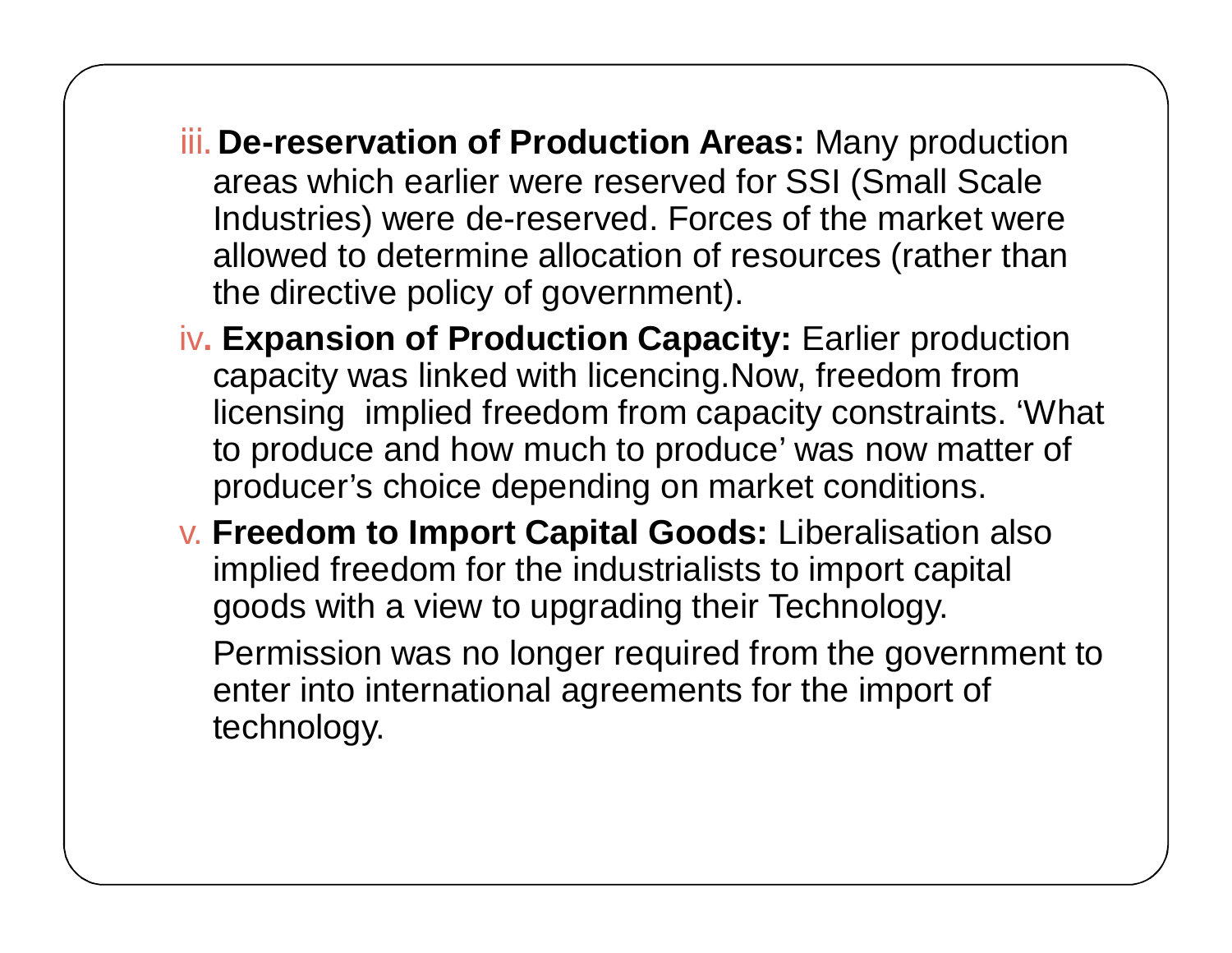iii. **De-reservation of Production Areas:** Many production areas which earlier were reserved for SSI (Small Scale Industries) were de-reserved. Forces of the market were allowed to determine allocation of resources (rather than the directive policy of government).

iv. **Expansion of Production Capacity:** Earlier production capacity was linked with licencing.Now, freedom from licensing implied freedom from capacity constraints. 'What to produce and how much to produce' was now matter of producer's choice depending on market conditions.

v. **Freedom to Import Capital Goods:** Liberalisation also implied freedom for the industrialists to import capital goods with a view to upgrading their Technology.

Permission was no longer required from the government to enter into international agreements for the import of technology.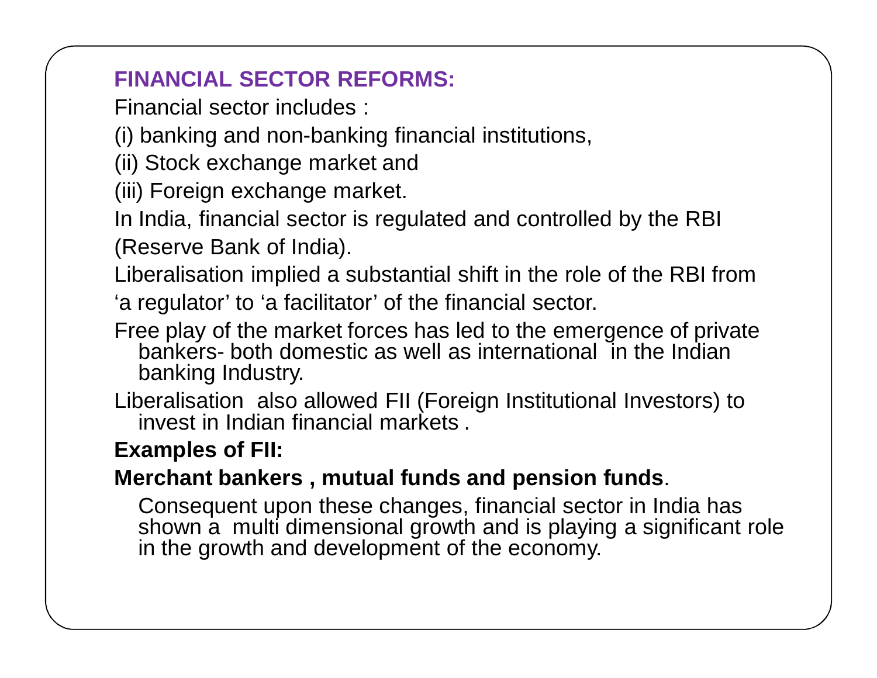## FINANCIAL SECTOR REFORMS:

Financial sector includes :

(i) banking and non-banking financial institutions,

(ii) Stock exchange market and

(iii) Foreign exchange market.

In India, financial sector is regulated and controlled by the RBI (Reserve Bank of India).

Liberalisation implied a substantial shift in the role of the RBI from 'a regulator' to 'a facilitator' of the financial sector.

Free play of the market forces has led to the emergence of private bankers- both domestic as well as international in the Indian banking Industry.

Liberalisation also allowed FII (Foreign Institutional Investors) to invest in Indian financial markets .

**Examples of FII:**

**Merchant bankers , mutual funds and pension funds**.

Consequent upon these changes, financial sector in India has shown a multi dimensional growth and is playing a significant role in the growth and development of the economy.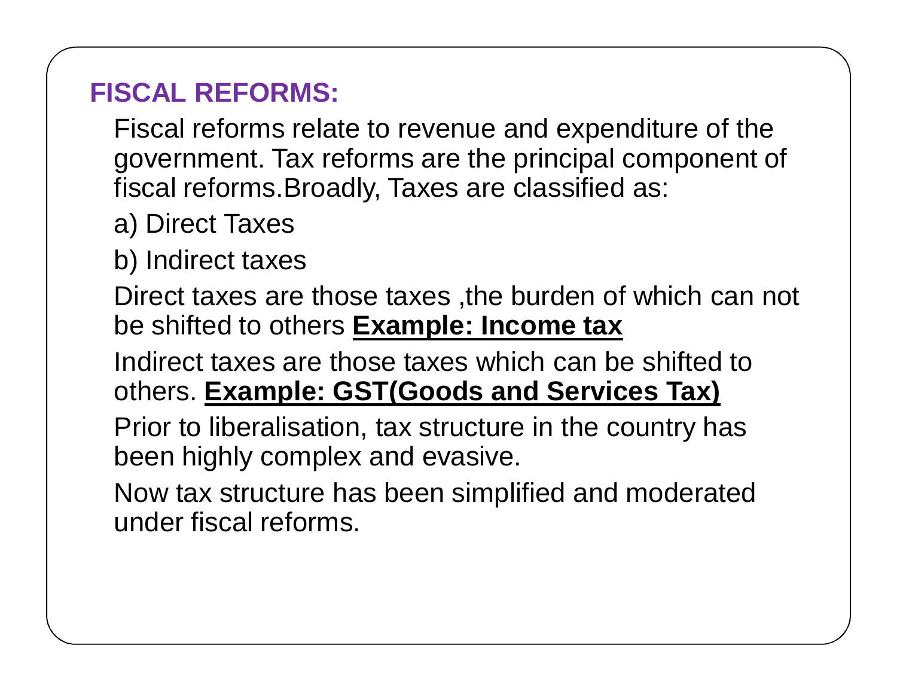## FISCAL REFORMS:

Fiscal reforms relate to revenue and expenditure of the government. Tax reforms are the principal component of fiscal reforms.Broadly, Taxes are classified as:

a) Direct Taxes

b) Indirect taxes

Direct taxes are those taxes ,the burden of which can not be shifted to others **Example: Income tax**

Indirect taxes are those taxes which can be shifted to others. **Example: GST(Goods and Services Tax)**

Prior to liberalisation, tax structure in the country has been highly complex and evasive.

Now tax structure has been simplified and moderated under fiscal reforms.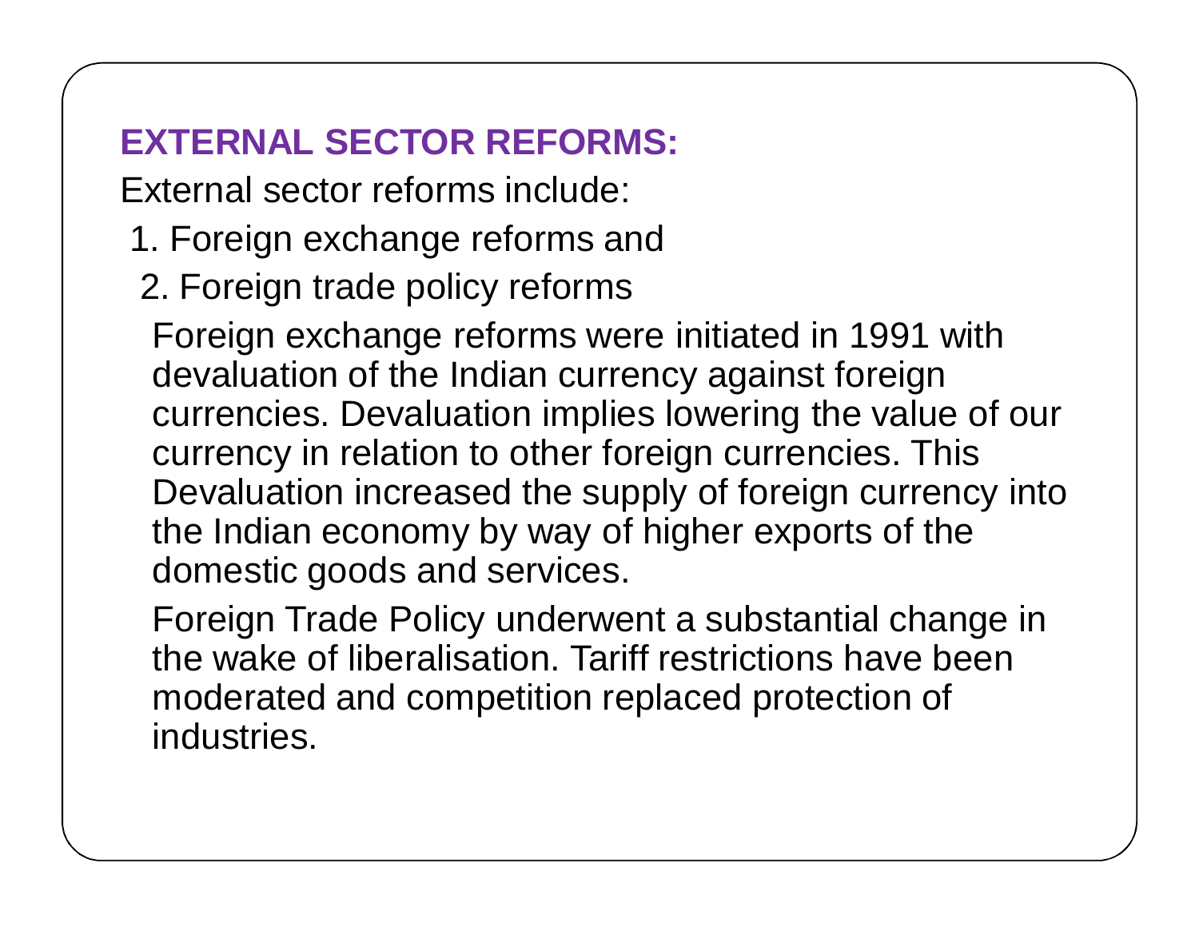## EXTERNAL SECTOR REFORMS:

External sector reforms include:

1. Foreign exchange reforms and
2. Foreign trade policy reforms

Foreign exchange reforms were initiated in 1991 with devaluation of the Indian currency against foreign currencies. Devaluation implies lowering the value of our currency in relation to other foreign currencies. This Devaluation increased the supply of foreign currency into the Indian economy by way of higher exports of the domestic goods and services.

Foreign Trade Policy underwent a substantial change in the wake of liberalisation. Tariff restrictions have been moderated and competition replaced protection of industries.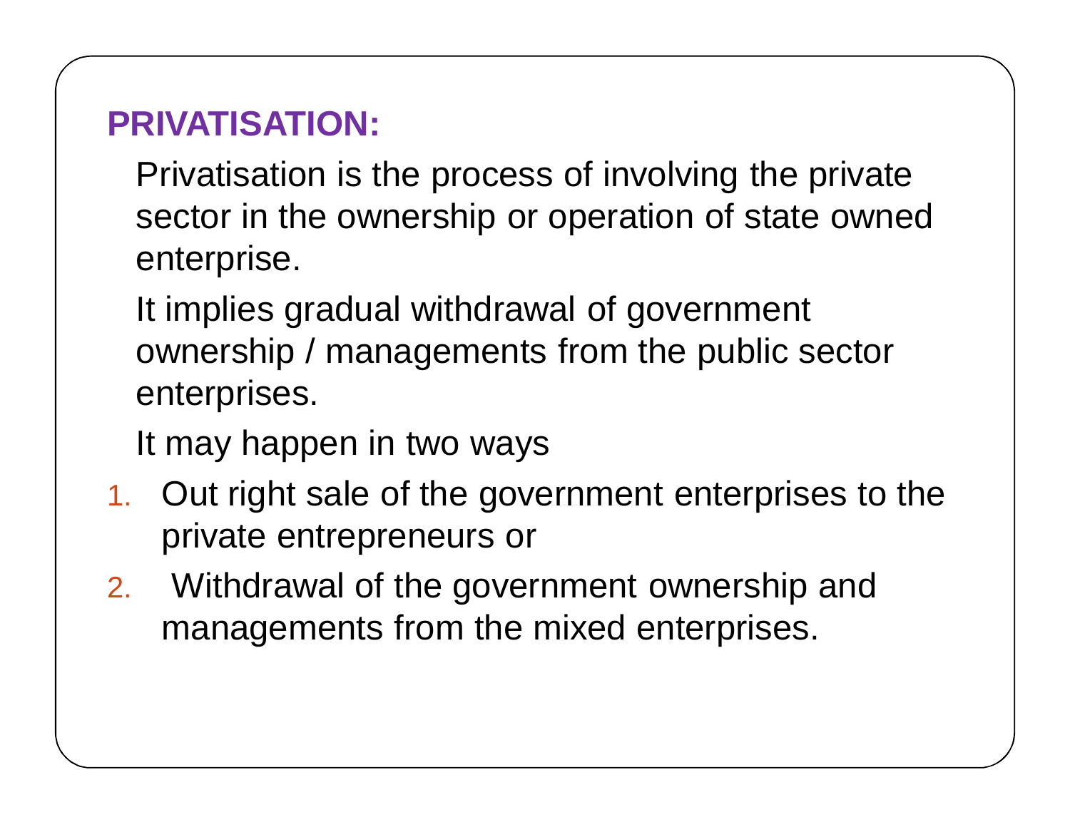## PRIVATISATION:

Privatisation is the process of involving the private sector in the ownership or operation of state owned enterprise.

It implies gradual withdrawal of government ownership / managements from the public sector enterprises.

It may happen in two ways

1. Out right sale of the government enterprises to the private entrepreneurs or
2. Withdrawal of the government ownership and managements from the mixed enterprises.